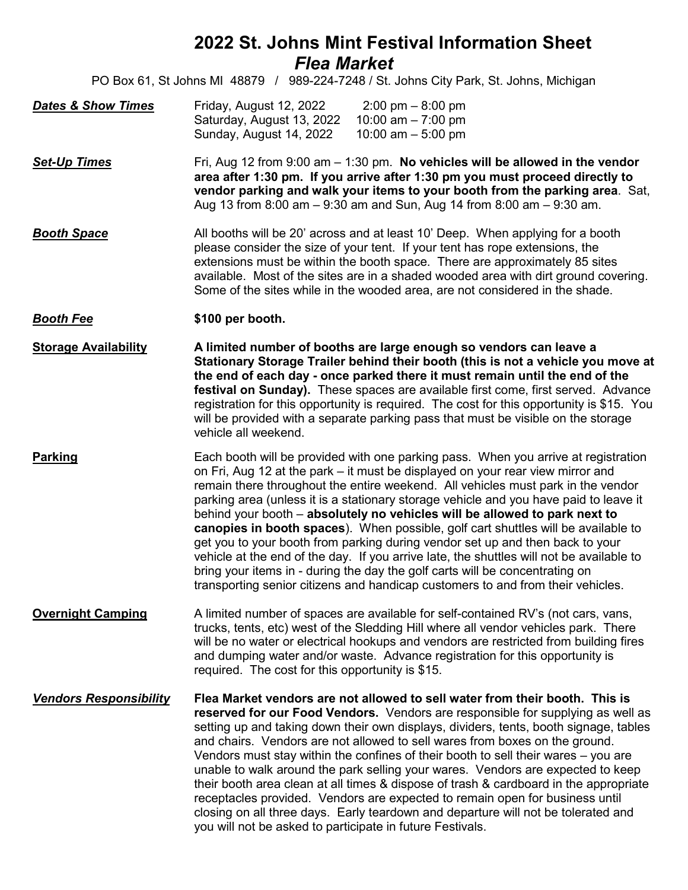# 2022 St. Johns Mint Festival Information Sheet

## *Flea Market*

PO Box 61, St Johns MI 48879 / 989-224-7248 / St. Johns City Park, St. Johns, Michigan

***Dates & Show Times***

| | |
|---|---|
| Friday, August 12, 2022 | 2:00 pm – 8:00 pm |
| Saturday, August 13, 2022 | 10:00 am – 7:00 pm |
| Sunday, August 14, 2022 | 10:00 am – 5:00 pm |

***Set-Up Times***

Fri, Aug 12 from 9:00 am – 1:30 pm. **No vehicles will be allowed in the vendor area after 1:30 pm. If you arrive after 1:30 pm you must proceed directly to vendor parking and walk your items to your booth from the parking area**. Sat, Aug 13 from 8:00 am – 9:30 am and Sun, Aug 14 from 8:00 am – 9:30 am.

***Booth Space***

All booths will be 20' across and at least 10' Deep. When applying for a booth please consider the size of your tent. If your tent has rope extensions, the extensions must be within the booth space. There are approximately 85 sites available. Most of the sites are in a shaded wooded area with dirt ground covering. Some of the sites while in the wooded area, are not considered in the shade.

***Booth Fee***

**$100 per booth.**

**Storage Availability**

**A limited number of booths are large enough so vendors can leave a Stationary Storage Trailer behind their booth (this is not a vehicle you move at the end of each day - once parked there it must remain until the end of the festival on Sunday).** These spaces are available first come, first served. Advance registration for this opportunity is required. The cost for this opportunity is $15. You will be provided with a separate parking pass that must be visible on the storage vehicle all weekend.

**Parking**

Each booth will be provided with one parking pass. When you arrive at registration on Fri, Aug 12 at the park – it must be displayed on your rear view mirror and remain there throughout the entire weekend. All vehicles must park in the vendor parking area (unless it is a stationary storage vehicle and you have paid to leave it behind your booth – **absolutely no vehicles will be allowed to park next to canopies in booth spaces**). When possible, golf cart shuttles will be available to get you to your booth from parking during vendor set up and then back to your vehicle at the end of the day. If you arrive late, the shuttles will not be available to bring your items in - during the day the golf carts will be concentrating on transporting senior citizens and handicap customers to and from their vehicles.

**Overnight Camping**

A limited number of spaces are available for self-contained RV's (not cars, vans, trucks, tents, etc) west of the Sledding Hill where all vendor vehicles park. There will be no water or electrical hookups and vendors are restricted from building fires and dumping water and/or waste. Advance registration for this opportunity is required. The cost for this opportunity is $15.

***Vendors Responsibility***

**Flea Market vendors are not allowed to sell water from their booth. This is reserved for our Food Vendors.** Vendors are responsible for supplying as well as setting up and taking down their own displays, dividers, tents, booth signage, tables and chairs. Vendors are not allowed to sell wares from boxes on the ground. Vendors must stay within the confines of their booth to sell their wares – you are unable to walk around the park selling your wares. Vendors are expected to keep their booth area clean at all times & dispose of trash & cardboard in the appropriate receptacles provided. Vendors are expected to remain open for business until closing on all three days. Early teardown and departure will not be tolerated and you will not be asked to participate in future Festivals.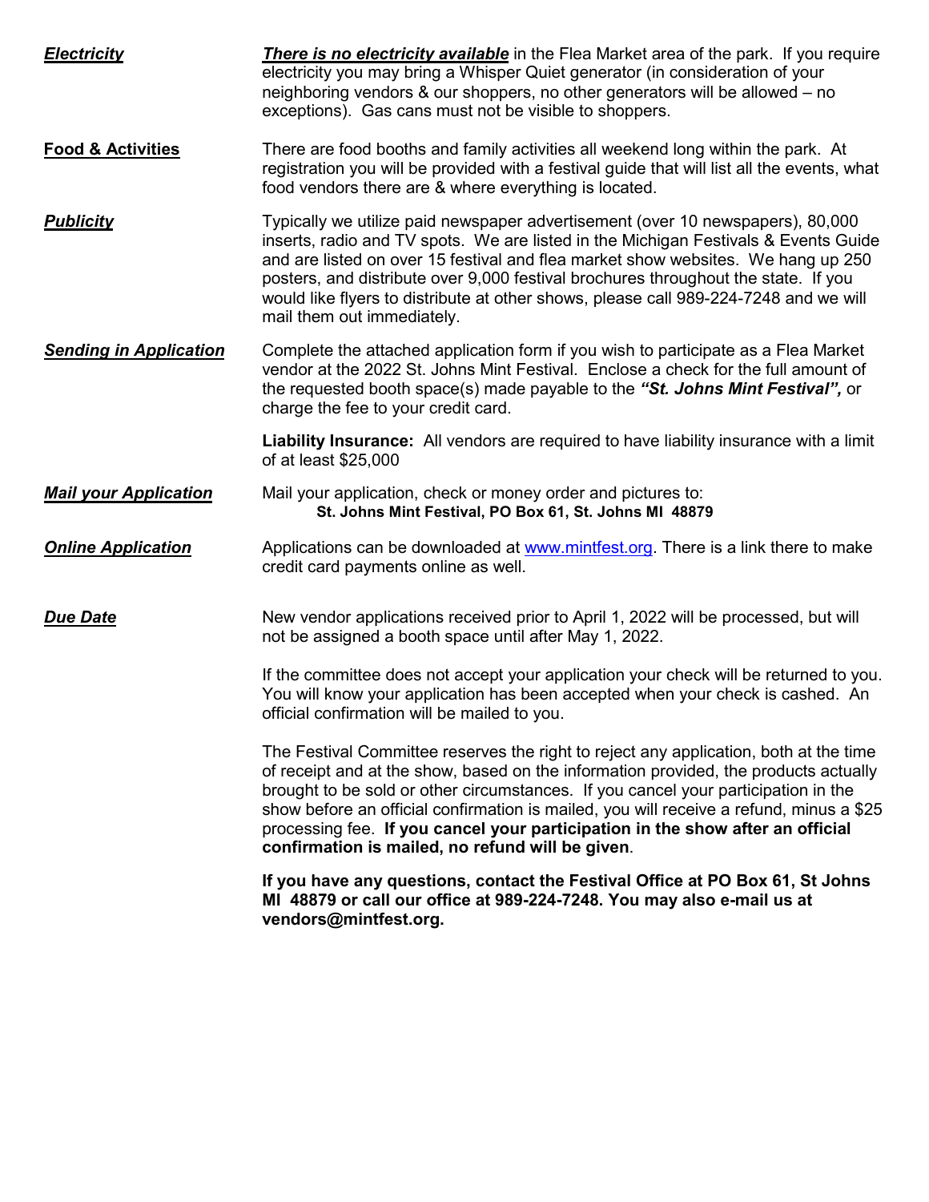***Electricity*** — ***There is no electricity available*** in the Flea Market area of the park. If you require electricity you may bring a Whisper Quiet generator (in consideration of your neighboring vendors & our shoppers, no other generators will be allowed – no exceptions). Gas cans must not be visible to shoppers.

**Food & Activities** — There are food booths and family activities all weekend long within the park. At registration you will be provided with a festival guide that will list all the events, what food vendors there are & where everything is located.

***Publicity*** — Typically we utilize paid newspaper advertisement (over 10 newspapers), 80,000 inserts, radio and TV spots. We are listed in the Michigan Festivals & Events Guide and are listed on over 15 festival and flea market show websites. We hang up 250 posters, and distribute over 9,000 festival brochures throughout the state. If you would like flyers to distribute at other shows, please call 989-224-7248 and we will mail them out immediately.

***Sending in Application*** — Complete the attached application form if you wish to participate as a Flea Market vendor at the 2022 St. Johns Mint Festival. Enclose a check for the full amount of the requested booth space(s) made payable to the ***"St. Johns Mint Festival",*** or charge the fee to your credit card.

**Liability Insurance:** All vendors are required to have liability insurance with a limit of at least $25,000

***Mail your Application*** — Mail your application, check or money order and pictures to:

**St. Johns Mint Festival, PO Box 61, St. Johns MI 48879**

***Online Application*** — Applications can be downloaded at www.mintfest.org. There is a link there to make credit card payments online as well.

***Due Date*** — New vendor applications received prior to April 1, 2022 will be processed, but will not be assigned a booth space until after May 1, 2022.

If the committee does not accept your application your check will be returned to you. You will know your application has been accepted when your check is cashed. An official confirmation will be mailed to you.

The Festival Committee reserves the right to reject any application, both at the time of receipt and at the show, based on the information provided, the products actually brought to be sold or other circumstances. If you cancel your participation in the show before an official confirmation is mailed, you will receive a refund, minus a $25 processing fee. **If you cancel your participation in the show after an official confirmation is mailed, no refund will be given**.

**If you have any questions, contact the Festival Office at PO Box 61, St Johns MI 48879 or call our office at 989-224-7248. You may also e-mail us at vendors@mintfest.org.**